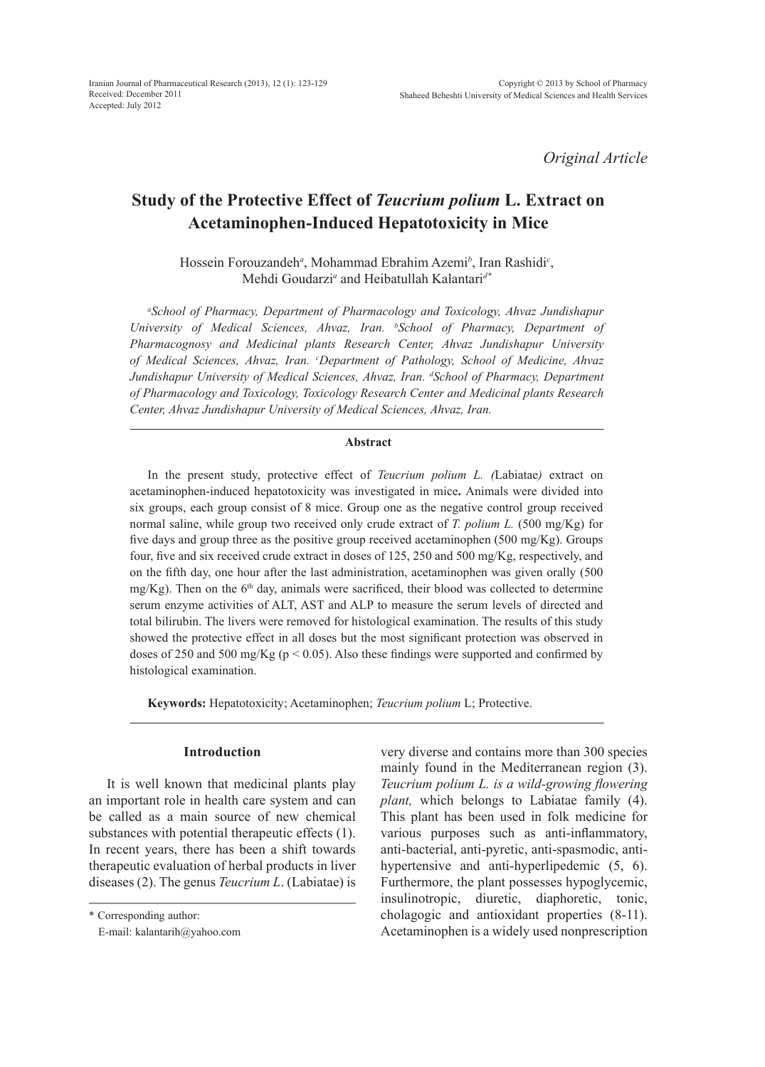*Original Article*

# Study of the Protective Effect of *Teucrium polium* L. Extract on Acetaminophen-Induced Hepatotoxicity in Mice

Hossein Forouzandeh[a], Mohammad Ebrahim Azemi[b], Iran Rashidi[c], Mehdi Goudarzi[a] and Heibatullah Kalantari[d*]

*[a]School of Pharmacy, Department of Pharmacology and Toxicology, Ahvaz Jundishapur University of Medical Sciences, Ahvaz, Iran. [b]School of Pharmacy, Department of Pharmacognosy and Medicinal plants Research Center, Ahvaz Jundishapur University of Medical Sciences, Ahvaz, Iran. [c]Department of Pathology, School of Medicine, Ahvaz Jundishapur University of Medical Sciences, Ahvaz, Iran. [d]School of Pharmacy, Department of Pharmacology and Toxicology, Toxicology Research Center and Medicinal plants Research Center, Ahvaz Jundishapur University of Medical Sciences, Ahvaz, Iran.*

## Abstract

In the present study, protective effect of *Teucrium polium L. (*Labiatae*)* extract on acetaminophen-induced hepatotoxicity was investigated in mice**.** Animals were divided into six groups, each group consist of 8 mice. Group one as the negative control group received normal saline, while group two received only crude extract of *T. polium L.* (500 mg/Kg) for five days and group three as the positive group received acetaminophen (500 mg/Kg). Groups four, five and six received crude extract in doses of 125, 250 and 500 mg/Kg, respectively, and on the fifth day, one hour after the last administration, acetaminophen was given orally (500 mg/Kg). Then on the 6th day, animals were sacrificed, their blood was collected to determine serum enzyme activities of ALT, AST and ALP to measure the serum levels of directed and total bilirubin. The livers were removed for histological examination. The results of this study showed the protective effect in all doses but the most significant protection was observed in doses of 250 and 500 mg/Kg ($p < 0.05$). Also these findings were supported and confirmed by histological examination.

**Keywords:** Hepatotoxicity; Acetaminophen; *Teucrium polium* L; Protective.

## Introduction

It is well known that medicinal plants play an important role in health care system and can be called as a main source of new chemical substances with potential therapeutic effects (1). In recent years, there has been a shift towards therapeutic evaluation of herbal products in liver diseases (2). The genus *Teucrium L*. (Labiatae) is very diverse and contains more than 300 species mainly found in the Mediterranean region (3). *Teucrium polium L. is a wild-growing flowering plant,* which belongs to Labiatae family (4). This plant has been used in folk medicine for various purposes such as anti-inflammatory, anti-bacterial, anti-pyretic, anti-spasmodic, anti-hypertensive and anti-hyperlipedemic (5, 6). Furthermore, the plant possesses hypoglycemic, insulinotropic, diuretic, diaphoretic, tonic, cholagogic and antioxidant properties (8-11). Acetaminophen is a widely used nonprescription

\* Corresponding author:
E-mail: kalantarih@yahoo.com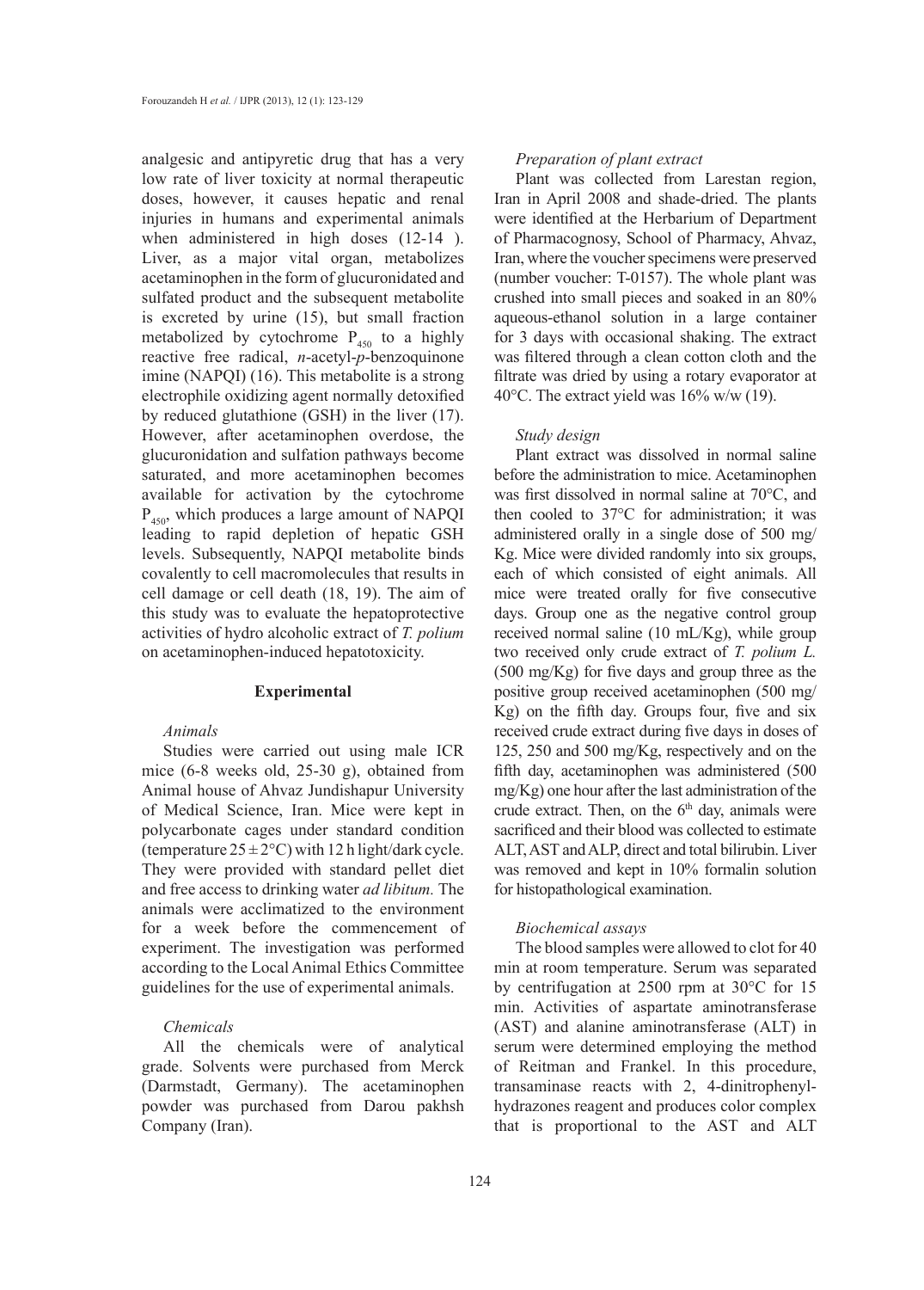analgesic and antipyretic drug that has a very low rate of liver toxicity at normal therapeutic doses, however, it causes hepatic and renal injuries in humans and experimental animals when administered in high doses (12-14 ). Liver, as a major vital organ, metabolizes acetaminophen in the form of glucuronidated and sulfated product and the subsequent metabolite is excreted by urine (15), but small fraction metabolized by cytochrome $P_{450}$ to a highly reactive free radical, *n*-acetyl-*p*-benzoquinone imine (NAPQI) (16). This metabolite is a strong electrophile oxidizing agent normally detoxified by reduced glutathione (GSH) in the liver (17). However, after acetaminophen overdose, the glucuronidation and sulfation pathways become saturated, and more acetaminophen becomes available for activation by the cytochrome $P_{450}$, which produces a large amount of NAPQI leading to rapid depletion of hepatic GSH levels. Subsequently, NAPQI metabolite binds covalently to cell macromolecules that results in cell damage or cell death (18, 19). The aim of this study was to evaluate the hepatoprotective activities of hydro alcoholic extract of *T. polium* on acetaminophen-induced hepatotoxicity.

## Experimental

### *Animals*

Studies were carried out using male ICR mice (6-8 weeks old, 25-30 g), obtained from Animal house of Ahvaz Jundishapur University of Medical Science, Iran. Mice were kept in polycarbonate cages under standard condition (temperature $25 \pm 2$°C) with 12 h light/dark cycle. They were provided with standard pellet diet and free access to drinking water *ad libitum.* The animals were acclimatized to the environment for a week before the commencement of experiment. The investigation was performed according to the Local Animal Ethics Committee guidelines for the use of experimental animals.

### *Chemicals*

All the chemicals were of analytical grade. Solvents were purchased from Merck (Darmstadt, Germany). The acetaminophen powder was purchased from Darou pakhsh Company (Iran).

### *Preparation of plant extract*

Plant was collected from Larestan region, Iran in April 2008 and shade-dried. The plants were identified at the Herbarium of Department of Pharmacognosy, School of Pharmacy, Ahvaz, Iran, where the voucher specimens were preserved (number voucher: T-0157). The whole plant was crushed into small pieces and soaked in an 80% aqueous-ethanol solution in a large container for 3 days with occasional shaking. The extract was filtered through a clean cotton cloth and the filtrate was dried by using a rotary evaporator at 40°C. The extract yield was 16% w/w (19).

### *Study design*

Plant extract was dissolved in normal saline before the administration to mice. Acetaminophen was first dissolved in normal saline at 70°C, and then cooled to 37°C for administration; it was administered orally in a single dose of 500 mg/Kg. Mice were divided randomly into six groups, each of which consisted of eight animals. All mice were treated orally for five consecutive days. Group one as the negative control group received normal saline (10 mL/Kg), while group two received only crude extract of *T. polium L.* (500 mg/Kg) for five days and group three as the positive group received acetaminophen (500 mg/Kg) on the fifth day. Groups four, five and six received crude extract during five days in doses of 125, 250 and 500 mg/Kg, respectively and on the fifth day, acetaminophen was administered (500 mg/Kg) one hour after the last administration of the crude extract. Then, on the 6th day, animals were sacrificed and their blood was collected to estimate ALT, AST and ALP, direct and total bilirubin. Liver was removed and kept in 10% formalin solution for histopathological examination.

### *Biochemical assays*

The blood samples were allowed to clot for 40 min at room temperature. Serum was separated by centrifugation at 2500 rpm at 30°C for 15 min. Activities of aspartate aminotransferase (AST) and alanine aminotransferase (ALT) in serum were determined employing the method of Reitman and Frankel. In this procedure, transaminase reacts with 2, 4-dinitrophenyl-hydrazones reagent and produces color complex that is proportional to the AST and ALT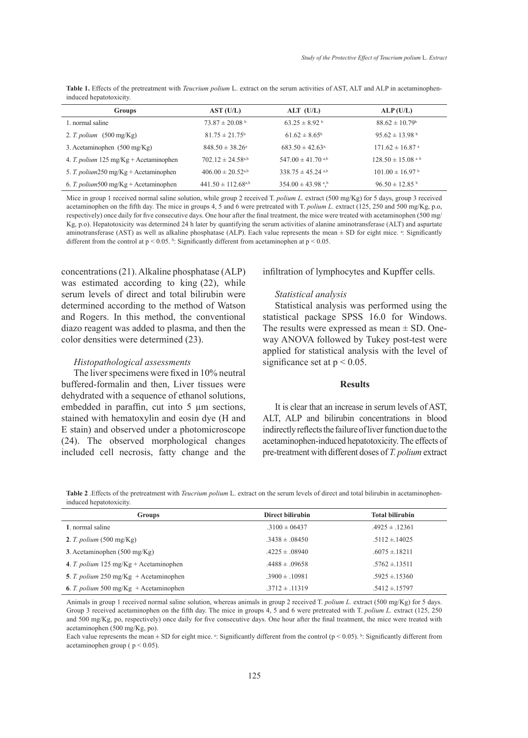**Table 1.** Effects of the pretreatment with *Teucrium polium* L. extract on the serum activities of AST, ALT and ALP in acetaminophen-induced hepatotoxicity.

| Groups | AST (U/L) | ALT (U/L) | ALP (U/L) |
|---|---|---|---|
| 1. normal saline | 73.87 ± 20.08 [b] | 63.25 ± 8.92 [b] | 88.62 ± 10.79[b] |
| 2. *T. polium* (500 mg/Kg) | 81.75 ± 21.75[b] | 61.62 ± 8.65[b] | 95.62 ± 13.98 [b] |
| 3. Acetaminophen (500 mg/Kg) | 848.50 ± 38.26[a] | 683.50 ± 42.63[a.] | 171.62 ± 16.87 [a] |
| 4. *T. polium* 125 mg/Kg + Acetaminophen | 702.12 ± 24.58[a,b] | 547.00 ± 41.70 [a,b] | 128.50 ± 15.08 [a b] |
| 5. *T. polium*250 mg/Kg + Acetaminophen | 406.00 ± 20.52[a,b] | 338.75 ± 45.24 [a,b] | 101.00 ± 16.97 [b] |
| 6. *T. polium*500 mg/Kg + Acetaminophen | 441.50 ± 112.68[a,b] | 354.00 ± 43.98 [a,b] | 96.50 ± 12.85 [b] |

Mice in group 1 received normal saline solution, while group 2 received T. *polium L.* extract (500 mg/Kg) for 5 days, group 3 received acetaminophen on the fifth day. The mice in groups 4, 5 and 6 were pretreated with T. *polium L.* extract (125, 250 and 500 mg/Kg, p.o, respectively) once daily for five consecutive days. One hour after the final treatment, the mice were treated with acetaminophen (500 mg/Kg, p.o). Hepatotoxicity was determined 24 h later by quantifying the serum activities of alanine aminotransferase (ALT) and aspartate aminotransferase (AST) as well as alkaline phosphatase (ALP). Each value represents the mean ± SD for eight mice. [a]: Significantly different from the control at $p < 0.05$. [b]: Significantly different from acetaminophen at $p < 0.05$.

concentrations (21). Alkaline phosphatase (ALP) was estimated according to king (22), while serum levels of direct and total bilirubin were determined according to the method of Watson and Rogers. In this method, the conventional diazo reagent was added to plasma, and then the color densities were determined (23).

### *Histopathological assessments*

The liver specimens were fixed in 10% neutral buffered-formalin and then, Liver tissues were dehydrated with a sequence of ethanol solutions, embedded in paraffin, cut into 5 µm sections, stained with hematoxylin and eosin dye (H and E stain) and observed under a photomicroscope (24). The observed morphological changes included cell necrosis, fatty change and the infiltration of lymphocytes and Kupffer cells.

### *Statistical analysis*

Statistical analysis was performed using the statistical package SPSS 16.0 for Windows. The results were expressed as mean ± SD. One-way ANOVA followed by Tukey post-test were applied for statistical analysis with the level of significance set at $p < 0.05$.

## Results

It is clear that an increase in serum levels of AST, ALT, ALP and bilirubin concentrations in blood indirectly reflects the failure of liver function due to the acetaminophen-induced hepatotoxicity. The effects of pre-treatment with different doses of *T. polium* extract

**Table 2** .Effects of the pretreatment with *Teucrium polium* L. extract on the serum levels of direct and total bilirubin in acetaminophen-induced hepatotoxicity.

| Groups | Direct bilirubin | Total bilirubin |
|---|---|---|
| **1**. normal saline | .3100 ± 06437 | .4925 ± .12361 |
| **2**. *T. polium* (500 mg/Kg) | .3438 ± .08450 | .5112 ±.14025 |
| **3**. Acetaminophen (500 mg/Kg) | .4225 ± .08940 | .6075 ±.18211 |
| **4**. *T. polium* 125 mg/Kg + Acetaminophen | .4488 ± .09658 | .5762 ±.13511 |
| **5**. *T. polium* 250 mg/Kg + Acetaminophen | .3900 ± .10981 | .5925 ±.15360 |
| **6**. *T. polium* 500 mg/Kg + Acetaminophen | .3712 ± .11319 | .5412 ±.15797 |

Animals in group 1 received normal saline solution, whereas animals in group 2 received T. *polium L.* extract (500 mg/Kg) for 5 days. Group 3 received acetaminophen on the fifth day. The mice in groups 4, 5 and 6 were pretreated with T. *polium L.* extract (125, 250 and 500 mg/Kg, po, respectively) once daily for five consecutive days. One hour after the final treatment, the mice were treated with acetaminophen (500 mg/Kg, po).

Each value represents the mean ± SD for eight mice. [a]: Significantly different from the control ($p < 0.05$). [b]: Significantly different from acetaminophen group ( $p < 0.05$).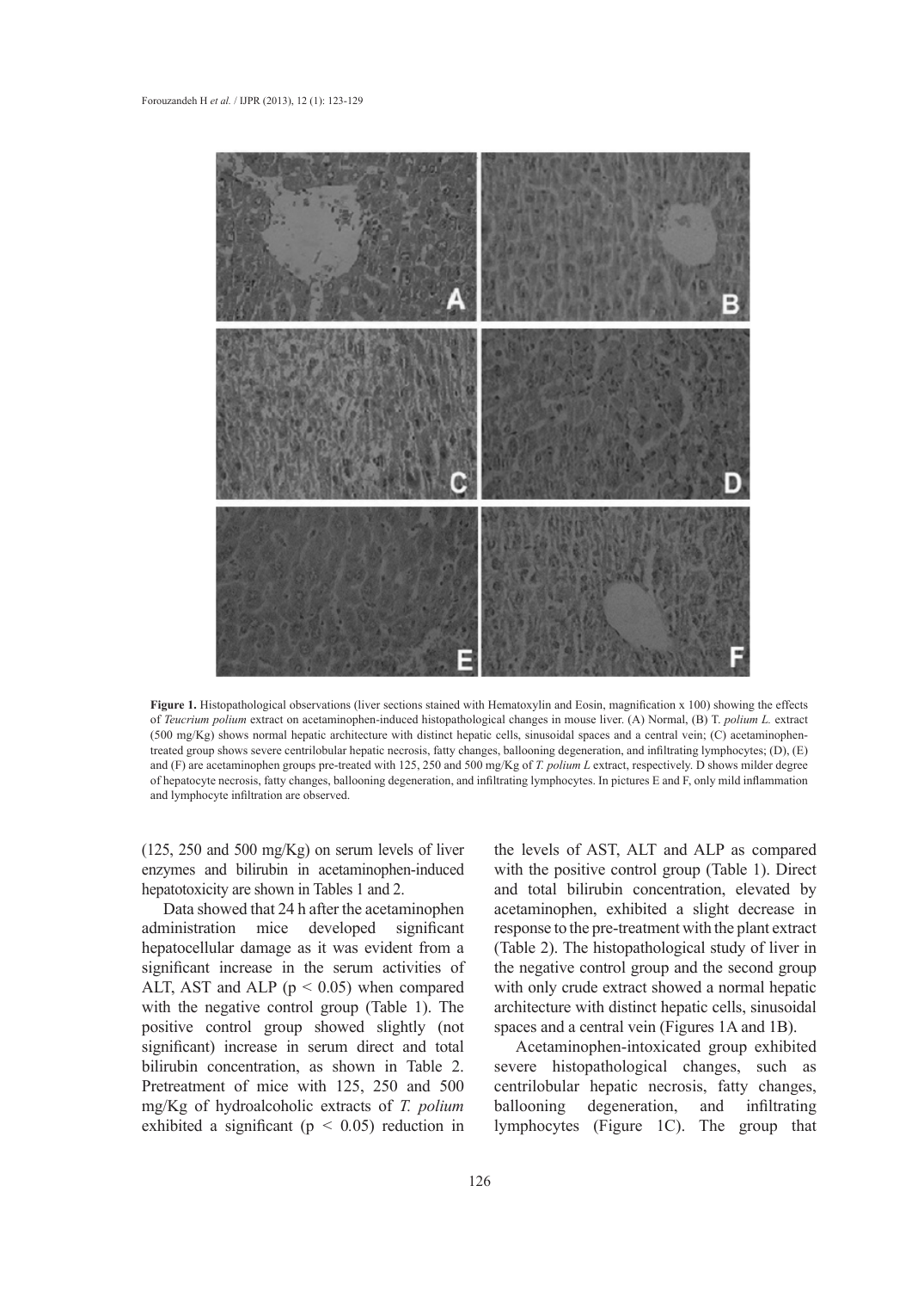**Figure 1.** Histopathological observations (liver sections stained with Hematoxylin and Eosin, magnification x 100) showing the effects of *Teucrium polium* extract on acetaminophen-induced histopathological changes in mouse liver. (A) Normal, (B) T. *polium L.* extract (500 mg/Kg) shows normal hepatic architecture with distinct hepatic cells, sinusoidal spaces and a central vein; (C) acetaminophen-treated group shows severe centrilobular hepatic necrosis, fatty changes, ballooning degeneration, and infiltrating lymphocytes; (D), (E) and (F) are acetaminophen groups pre-treated with 125, 250 and 500 mg/Kg of *T. polium L* extract, respectively. D shows milder degree of hepatocyte necrosis, fatty changes, ballooning degeneration, and infiltrating lymphocytes. In pictures E and F, only mild inflammation and lymphocyte infiltration are observed.

(125, 250 and 500 mg/Kg) on serum levels of liver enzymes and bilirubin in acetaminophen-induced hepatotoxicity are shown in Tables 1 and 2.

Data showed that 24 h after the acetaminophen administration mice developed significant hepatocellular damage as it was evident from a significant increase in the serum activities of ALT, AST and ALP ($p < 0.05$) when compared with the negative control group (Table 1). The positive control group showed slightly (not significant) increase in serum direct and total bilirubin concentration, as shown in Table 2. Pretreatment of mice with 125, 250 and 500 mg/Kg of hydroalcoholic extracts of *T. polium* exhibited a significant ($p < 0.05$) reduction in the levels of AST, ALT and ALP as compared with the positive control group (Table 1). Direct and total bilirubin concentration, elevated by acetaminophen, exhibited a slight decrease in response to the pre-treatment with the plant extract (Table 2). The histopathological study of liver in the negative control group and the second group with only crude extract showed a normal hepatic architecture with distinct hepatic cells, sinusoidal spaces and a central vein (Figures 1A and 1B).

Acetaminophen-intoxicated group exhibited severe histopathological changes, such as centrilobular hepatic necrosis, fatty changes, ballooning degeneration, and infiltrating lymphocytes (Figure 1C). The group that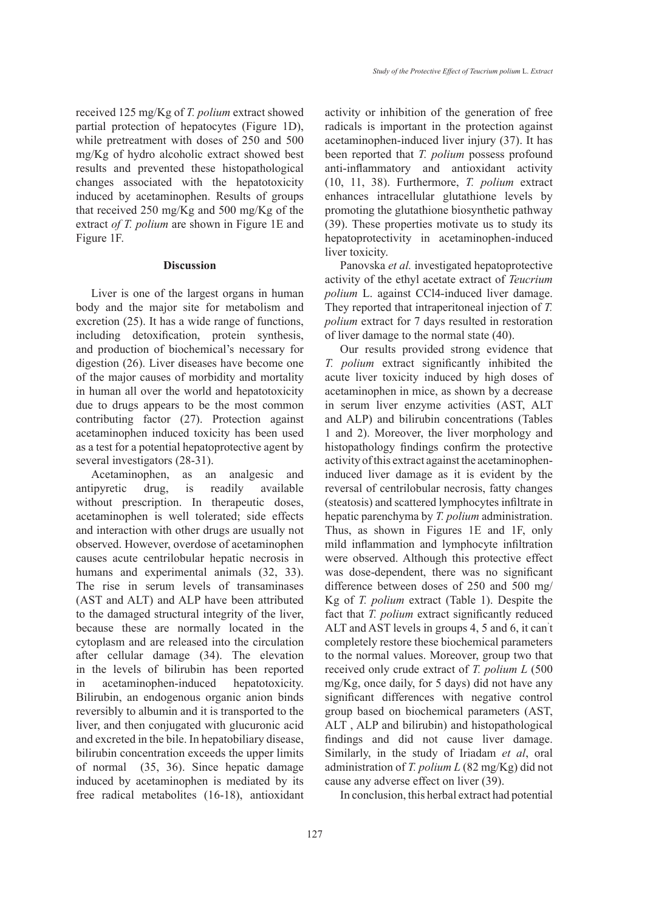received 125 mg/Kg of *T. polium* extract showed partial protection of hepatocytes (Figure 1D), while pretreatment with doses of 250 and 500 mg/Kg of hydro alcoholic extract showed best results and prevented these histopathological changes associated with the hepatotoxicity induced by acetaminophen. Results of groups that received 250 mg/Kg and 500 mg/Kg of the extract *of T. polium* are shown in Figure 1E and Figure 1F.

## Discussion

Liver is one of the largest organs in human body and the major site for metabolism and excretion (25). It has a wide range of functions, including detoxification, protein synthesis, and production of biochemical's necessary for digestion (26). Liver diseases have become one of the major causes of morbidity and mortality in human all over the world and hepatotoxicity due to drugs appears to be the most common contributing factor (27). Protection against acetaminophen induced toxicity has been used as a test for a potential hepatoprotective agent by several investigators (28-31).

Acetaminophen, as an analgesic and antipyretic drug, is readily available without prescription. In therapeutic doses, acetaminophen is well tolerated; side effects and interaction with other drugs are usually not observed. However, overdose of acetaminophen causes acute centrilobular hepatic necrosis in humans and experimental animals (32, 33). The rise in serum levels of transaminases (AST and ALT) and ALP have been attributed to the damaged structural integrity of the liver, because these are normally located in the cytoplasm and are released into the circulation after cellular damage (34). The elevation in the levels of bilirubin has been reported in acetaminophen-induced hepatotoxicity. Bilirubin, an endogenous organic anion binds reversibly to albumin and it is transported to the liver, and then conjugated with glucuronic acid and excreted in the bile. In hepatobiliary disease, bilirubin concentration exceeds the upper limits of normal (35, 36). Since hepatic damage induced by acetaminophen is mediated by its free radical metabolites (16-18), antioxidant activity or inhibition of the generation of free radicals is important in the protection against acetaminophen-induced liver injury (37). It has been reported that *T. polium* possess profound anti-inflammatory and antioxidant activity (10, 11, 38). Furthermore, *T. polium* extract enhances intracellular glutathione levels by promoting the glutathione biosynthetic pathway (39). These properties motivate us to study its hepatoprotectivity in acetaminophen-induced liver toxicity.

Panovska *et al.* investigated hepatoprotective activity of the ethyl acetate extract of *Teucrium polium* L. against $CCl_4$-induced liver damage. They reported that intraperitoneal injection of *T. polium* extract for 7 days resulted in restoration of liver damage to the normal state (40).

Our results provided strong evidence that *T. polium* extract significantly inhibited the acute liver toxicity induced by high doses of acetaminophen in mice, as shown by a decrease in serum liver enzyme activities (AST, ALT and ALP) and bilirubin concentrations (Tables 1 and 2). Moreover, the liver morphology and histopathology findings confirm the protective activity of this extract against the acetaminophen-induced liver damage as it is evident by the reversal of centrilobular necrosis, fatty changes (steatosis) and scattered lymphocytes infiltrate in hepatic parenchyma by *T. polium* administration. Thus, as shown in Figures 1E and 1F, only mild inflammation and lymphocyte infiltration were observed. Although this protective effect was dose-dependent, there was no significant difference between doses of 250 and 500 mg/Kg of *T. polium* extract (Table 1). Despite the fact that *T. polium* extract significantly reduced ALT and AST levels in groups 4, 5 and 6, it can't completely restore these biochemical parameters to the normal values. Moreover, group two that received only crude extract of *T. polium L* (500 mg/Kg, once daily, for 5 days) did not have any significant differences with negative control group based on biochemical parameters (AST, ALT , ALP and bilirubin) and histopathological findings and did not cause liver damage. Similarly, in the study of Iriadam *et al*, oral administration of *T. polium L* (82 mg/Kg) did not cause any adverse effect on liver (39).

In conclusion, this herbal extract had potential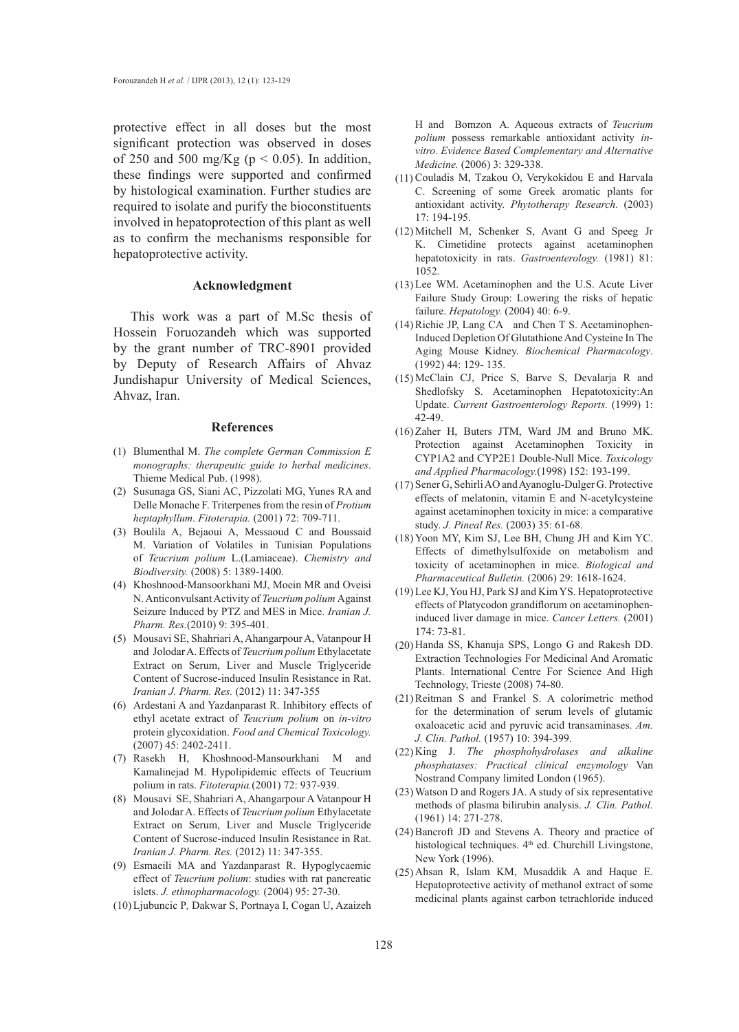protective effect in all doses but the most significant protection was observed in doses of 250 and 500 mg/Kg ($p < 0.05$). In addition, these findings were supported and confirmed by histological examination. Further studies are required to isolate and purify the bioconstituents involved in hepatoprotection of this plant as well as to confirm the mechanisms responsible for hepatoprotective activity.

## Acknowledgment

This work was a part of M.Sc thesis of Hossein Foruozandeh which was supported by the grant number of TRC-8901 provided by Deputy of Research Affairs of Ahvaz Jundishapur University of Medical Sciences, Ahvaz, Iran.

## References

(1) Blumenthal M. *The complete German Commission E monographs: therapeutic guide to herbal medicines*. Thieme Medical Pub. (1998).

(2) Susunaga GS, Siani AC, Pizzolati MG, Yunes RA and Delle Monache F. Triterpenes from the resin of *Protium heptaphyllum*. *Fitoterapia.* (2001) 72: 709-711.

(3) Boulila A, Bejaoui A, Messaoud C and Boussaid M. Variation of Volatiles in Tunisian Populations of *Teucrium polium* L.(Lamiaceae). *Chemistry and Biodiversity.* (2008) 5: 1389-1400.

(4) Khoshnood-Mansoorkhani MJ, Moein MR and Oveisi N. Anticonvulsant Activity of *Teucrium polium* Against Seizure Induced by PTZ and MES in Mice. *Iranian J. Pharm. Res.*(2010) 9: 395-401.

(5) Mousavi SE, Shahriari A, Ahangarpour A, Vatanpour H and Jolodar A. Effects of *Teucrium polium* Ethylacetate Extract on Serum, Liver and Muscle Triglyceride Content of Sucrose-induced Insulin Resistance in Rat. *Iranian J. Pharm. Res.* (2012) 11: 347-355

(6) Ardestani A and Yazdanparast R. Inhibitory effects of ethyl acetate extract of *Teucrium polium* on *in-vitro* protein glycoxidation. *Food and Chemical Toxicology.* (2007) 45: 2402-2411.

(7) Rasekh H, Khoshnood-Mansourkhani M and Kamalinejad M. Hypolipidemic effects of Teucrium polium in rats. *Fitoterapia.*(2001) 72: 937-939.

(8) Mousavi SE, Shahriari A, Ahangarpour A Vatanpour H and Jolodar A. Effects of *Teucrium polium* Ethylacetate Extract on Serum, Liver and Muscle Triglyceride Content of Sucrose-induced Insulin Resistance in Rat. *Iranian J. Pharm. Res.* (2012) 11: 347-355.

(9) Esmaeili MA and Yazdanparast R. Hypoglycaemic effect of *Teucrium polium*: studies with rat pancreatic islets. *J. ethnopharmacology.* (2004) 95: 27-30.

(10) Ljubuncic P, Dakwar S, Portnaya I, Cogan U, Azaizeh H and Bomzon A. Aqueous extracts of *Teucrium polium* possess remarkable antioxidant activity *in-vitro*. *Evidence Based Complementary and Alternative Medicine.* (2006) 3: 329-338.

(11) Couladis M, Tzakou O, Verykokidou E and Harvala C. Screening of some Greek aromatic plants for antioxidant activity. *Phytotherapy Research.* (2003) 17: 194-195.

(12) Mitchell M, Schenker S, Avant G and Speeg Jr K. Cimetidine protects against acetaminophen hepatotoxicity in rats. *Gastroenterology.* (1981) 81: 1052.

(13) Lee WM. Acetaminophen and the U.S. Acute Liver Failure Study Group: Lowering the risks of hepatic failure. *Hepatology.* (2004) 40: 6-9.

(14) Richie JP, Lang CA and Chen T S. Acetaminophen-Induced Depletion Of Glutathione And Cysteine In The Aging Mouse Kidney. *Biochemical Pharmacology*. (1992) 44: 129- 135.

(15) McClain CJ, Price S, Barve S, Devalarja R and Shedlofsky S. Acetaminophen Hepatotoxicity:An Update. *Current Gastroenterology Reports.* (1999) 1: 42-49.

(16) Zaher H, Buters JTM, Ward JM and Bruno MK. Protection against Acetaminophen Toxicity in CYP1A2 and CYP2E1 Double-Null Mice. *Toxicology and Applied Pharmacology.*(1998) 152: 193-199.

(17) Sener G, Sehirli AO and Ayanoglu-Dulger G. Protective effects of melatonin, vitamin E and N-acetylcysteine against acetaminophen toxicity in mice: a comparative study. *J. Pineal Res.* (2003) 35: 61-68.

(18) Yoon MY, Kim SJ, Lee BH, Chung JH and Kim YC. Effects of dimethylsulfoxide on metabolism and toxicity of acetaminophen in mice. *Biological and Pharmaceutical Bulletin.* (2006) 29: 1618-1624.

(19) Lee KJ, You HJ, Park SJ and Kim YS. Hepatoprotective effects of Platycodon grandiflorum on acetaminophen-induced liver damage in mice. *Cancer Letters.* (2001) 174: 73-81.

(20) Handa SS, Khanuja SPS, Longo G and Rakesh DD. Extraction Technologies For Medicinal And Aromatic Plants. International Centre For Science And High Technology, Trieste (2008) 74-80.

(21) Reitman S and Frankel S. A colorimetric method for the determination of serum levels of glutamic oxaloacetic acid and pyruvic acid transaminases. *Am. J. Clin. Pathol.* (1957) 10: 394-399.

(22) King J. *The phosphohydrolases and alkaline phosphatases: Practical clinical enzymology* Van Nostrand Company limited London (1965).

(23) Watson D and Rogers JA. A study of six representative methods of plasma bilirubin analysis. *J. Clin. Pathol.* (1961) 14: 271-278.

(24) Bancroft JD and Stevens A. Theory and practice of histological techniques. 4th ed. Churchill Livingstone, New York (1996).

(25) Ahsan R, Islam KM, Musaddik A and Haque E. Hepatoprotective activity of methanol extract of some medicinal plants against carbon tetrachloride induced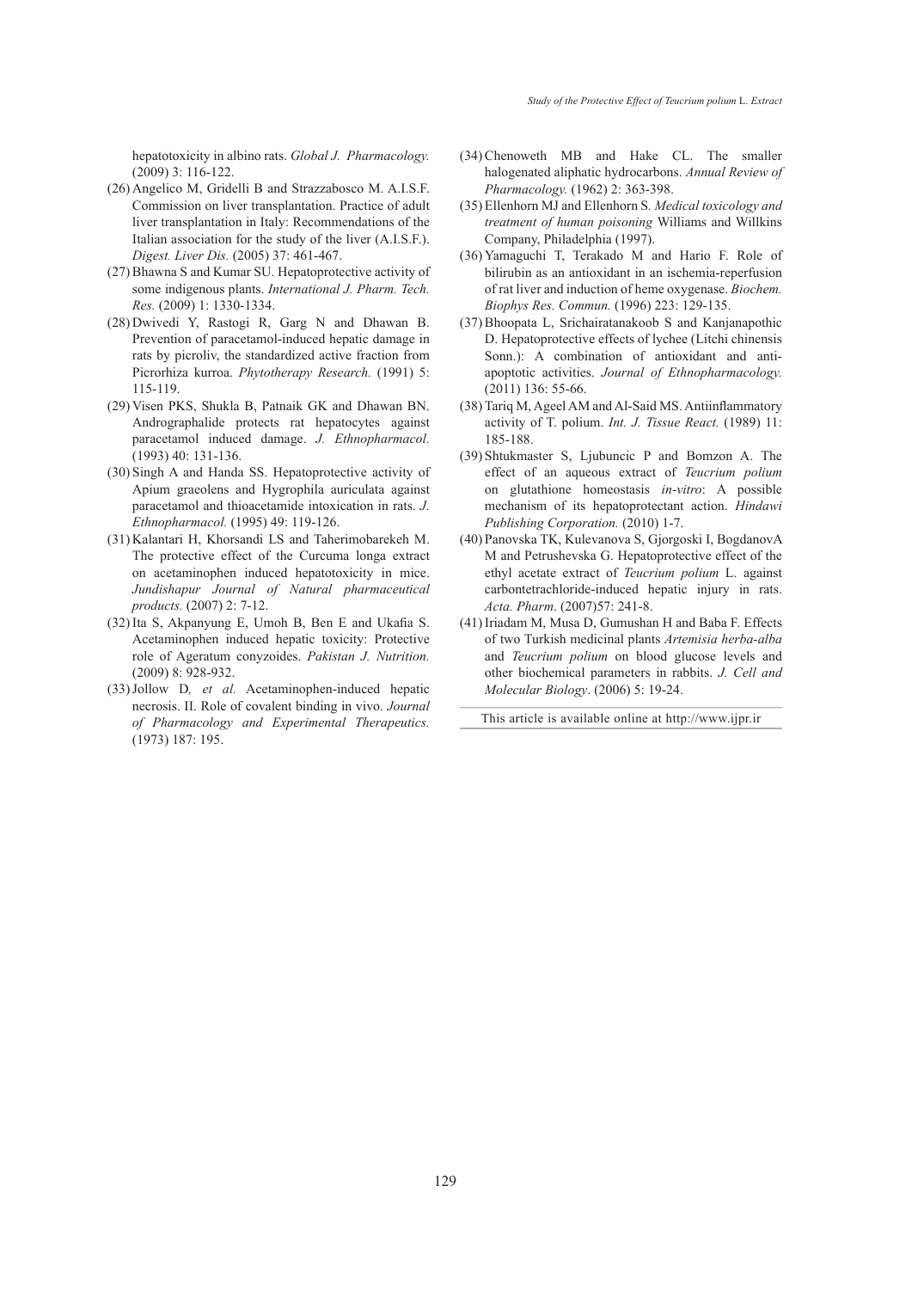hepatotoxicity in albino rats. *Global J. Pharmacology.* (2009) 3: 116-122.

(26) Angelico M, Gridelli B and Strazzabosco M. A.I.S.F. Commission on liver transplantation. Practice of adult liver transplantation in Italy: Recommendations of the Italian association for the study of the liver (A.I.S.F.). *Digest. Liver Dis.* (2005) 37: 461-467.

(27) Bhawna S and Kumar SU. Hepatoprotective activity of some indigenous plants. *International J. Pharm. Tech. Res.* (2009) 1: 1330-1334.

(28) Dwivedi Y, Rastogi R, Garg N and Dhawan B. Prevention of paracetamol-induced hepatic damage in rats by picroliv, the standardized active fraction from Picrorhiza kurroa. *Phytotherapy Research.* (1991) 5: 115-119.

(29) Visen PKS, Shukla B, Patnaik GK and Dhawan BN. Andrographalide protects rat hepatocytes against paracetamol induced damage. *J. Ethnopharmacol.* (1993) 40: 131-136.

(30) Singh A and Handa SS. Hepatoprotective activity of Apium graeolens and Hygrophila auriculata against paracetamol and thioacetamide intoxication in rats. *J. Ethnopharmacol.* (1995) 49: 119-126.

(31) Kalantari H, Khorsandi LS and Taherimobarekeh M. The protective effect of the Curcuma longa extract on acetaminophen induced hepatotoxicity in mice. *Jundishapur Journal of Natural pharmaceutical products.* (2007) 2: 7-12.

(32) Ita S, Akpanyung E, Umoh B, Ben E and Ukafia S. Acetaminophen induced hepatic toxicity: Protective role of Ageratum conyzoides. *Pakistan J. Nutrition.* (2009) 8: 928-932.

(33) Jollow D*, et al.* Acetaminophen-induced hepatic necrosis. II. Role of covalent binding in vivo. *Journal of Pharmacology and Experimental Therapeutics.* (1973) 187: 195.

(34) Chenoweth MB and Hake CL. The smaller halogenated aliphatic hydrocarbons. *Annual Review of Pharmacology.* (1962) 2: 363-398.

(35) Ellenhorn MJ and Ellenhorn S*. Medical toxicology and treatment of human poisoning* Williams and Willkins Company, Philadelphia (1997).

(36) Yamaguchi T, Terakado M and Hario F. Role of bilirubin as an antioxidant in an ischemia-reperfusion of rat liver and induction of heme oxygenase. *Biochem. Biophys Res. Commun.* (1996) 223: 129-135.

(37) Bhoopata L, Srichairatanakoob S and Kanjanapothic D. Hepatoprotective effects of lychee (Litchi chinensis Sonn.): A combination of antioxidant and anti-apoptotic activities. *Journal of Ethnopharmacology.* (2011) 136: 55-66.

(38) Tariq M, Ageel AM and Al-Said MS. Antiinflammatory activity of T. polium. *Int. J. Tissue React.* (1989) 11: 185-188.

(39) Shtukmaster S, Ljubuncic P and Bomzon A. The effect of an aqueous extract of *Teucrium polium* on glutathione homeostasis *in-vitro*: A possible mechanism of its hepatoprotectant action. *Hindawi Publishing Corporation.* (2010) 1-7.

(40) Panovska TK, Kulevanova S, Gjorgoski I, BogdanovA M and Petrushevska G. Hepatoprotective effect of the ethyl acetate extract of *Teucrium polium* L. against carbontetrachloride-induced hepatic injury in rats. *Acta. Pharm*. (2007)57: 241-8.

(41) Iriadam M, Musa D, Gumushan H and Baba F. Effects of two Turkish medicinal plants *Artemisia herba-alba* and *Teucrium polium* on blood glucose levels and other biochemical parameters in rabbits. *J. Cell and Molecular Biology*. (2006) 5: 19-24.

This article is available online at http://www.ijpr.ir